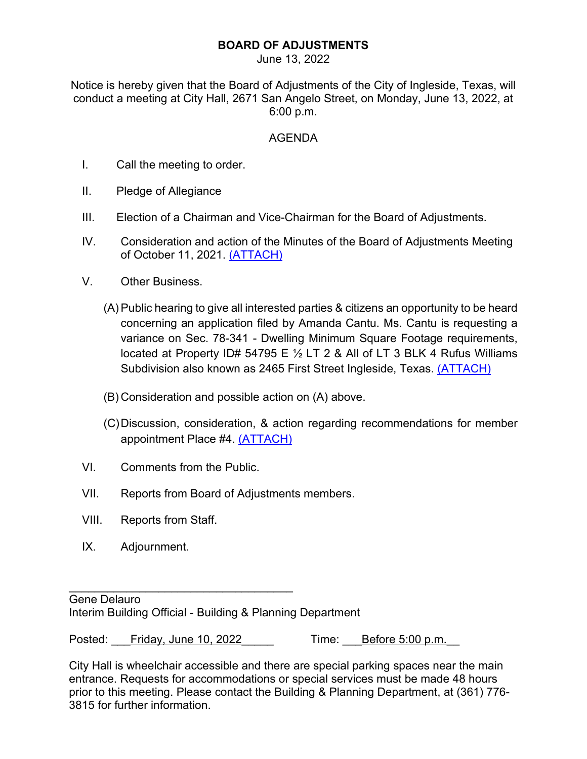# BOARD OF ADJUSTMENTS

June 13, 2022

Notice is hereby given that the Board of Adjustments of the City of Ingleside, Texas, will conduct a meeting at City Hall, 2671 San Angelo Street, on Monday, June 13, 2022, at 6:00 p.m.

## AGENDA

I. Call the meeting to order.

II. Pledge of Allegiance

III. Election of a Chairman and Vice-Chairman for the Board of Adjustments.

IV. Consideration and action of the Minutes of the Board of Adjustments Meeting of October 11, 2021. (ATTACH)

V. Other Business.

(A) Public hearing to give all interested parties & citizens an opportunity to be heard concerning an application filed by Amanda Cantu. Ms. Cantu is requesting a variance on Sec. 78-341 - Dwelling Minimum Square Footage requirements, located at Property ID# 54795 E ½ LT 2 & All of LT 3 BLK 4 Rufus Williams Subdivision also known as 2465 First Street Ingleside, Texas. (ATTACH)

(B) Consideration and possible action on (A) above.

(C) Discussion, consideration, & action regarding recommendations for member appointment Place #4. (ATTACH)

VI. Comments from the Public.

VII. Reports from Board of Adjustments members.

VIII. Reports from Staff.

IX. Adjournment.

___________________________________

Gene Delauro
Interim Building Official - Building & Planning Department

Posted: ___Friday, June 10, 2022_____ Time: ___Before 5:00 p.m.__

City Hall is wheelchair accessible and there are special parking spaces near the main entrance. Requests for accommodations or special services must be made 48 hours prior to this meeting. Please contact the Building & Planning Department, at (361) 776-3815 for further information.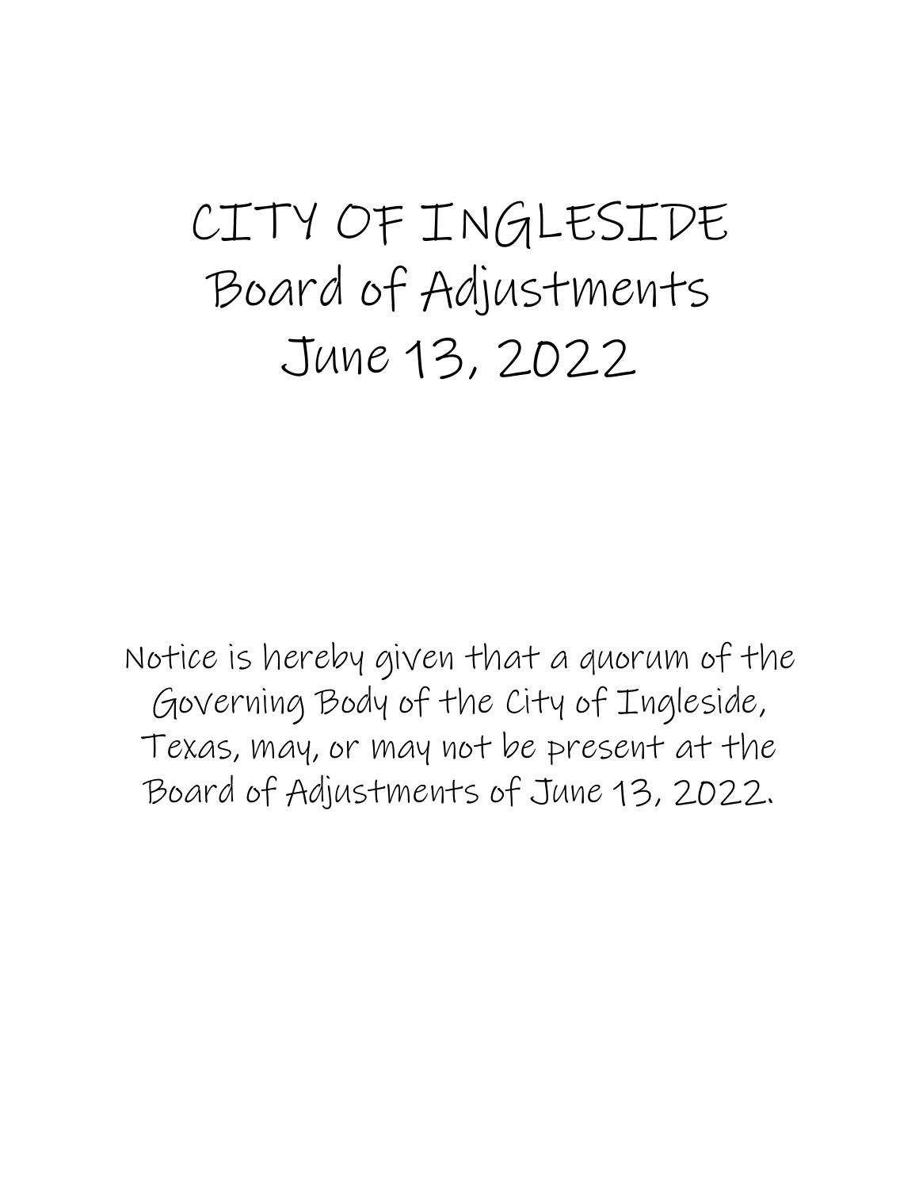# CITY OF INGLESIDE
# Board of Adjustments
# June 13, 2022

Notice is hereby given that a quorum of the Governing Body of the City of Ingleside, Texas, may, or may not be present at the Board of Adjustments of June 13, 2022.